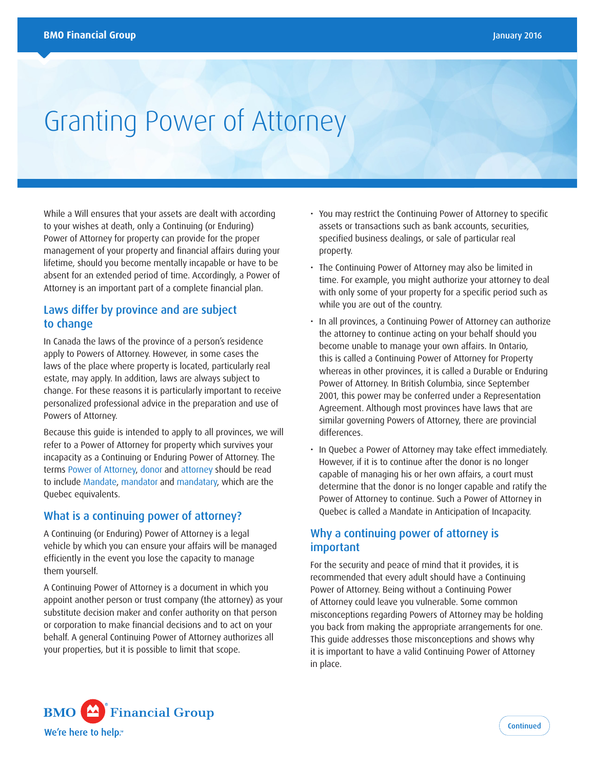# Granting Power of Attorney

While a Will ensures that your assets are dealt with according to your wishes at death, only a Continuing (or Enduring) Power of Attorney for property can provide for the proper management of your property and financial affairs during your lifetime, should you become mentally incapable or have to be absent for an extended period of time. Accordingly, a Power of Attorney is an important part of a complete financial plan.

## Laws differ by province and are subject to change

In Canada the laws of the province of a person's residence apply to Powers of Attorney. However, in some cases the laws of the place where property is located, particularly real estate, may apply. In addition, laws are always subject to change. For these reasons it is particularly important to receive personalized professional advice in the preparation and use of Powers of Attorney.

Because this guide is intended to apply to all provinces, we will refer to a Power of Attorney for property which survives your incapacity as a Continuing or Enduring Power of Attorney. The terms Power of Attorney, donor and attorney should be read to include Mandate, mandator and mandatary, which are the Quebec equivalents.

## What is a continuing power of attorney?

A Continuing (or Enduring) Power of Attorney is a legal vehicle by which you can ensure your affairs will be managed efficiently in the event you lose the capacity to manage them yourself.

A Continuing Power of Attorney is a document in which you appoint another person or trust company (the attorney) as your substitute decision maker and confer authority on that person or corporation to make financial decisions and to act on your behalf. A general Continuing Power of Attorney authorizes all your properties, but it is possible to limit that scope.

- You may restrict the Continuing Power of Attorney to specific assets or transactions such as bank accounts, securities, specified business dealings, or sale of particular real property.
- The Continuing Power of Attorney may also be limited in time. For example, you might authorize your attorney to deal with only some of your property for a specific period such as while you are out of the country.
- In all provinces, a Continuing Power of Attorney can authorize the attorney to continue acting on your behalf should you become unable to manage your own affairs. In Ontario, this is called a Continuing Power of Attorney for Property whereas in other provinces, it is called a Durable or Enduring Power of Attorney. In British Columbia, since September 2001, this power may be conferred under a Representation Agreement. Although most provinces have laws that are similar governing Powers of Attorney, there are provincial differences.
- In Quebec a Power of Attorney may take effect immediately. However, if it is to continue after the donor is no longer capable of managing his or her own affairs, a court must determine that the donor is no longer capable and ratify the Power of Attorney to continue. Such a Power of Attorney in Quebec is called a Mandate in Anticipation of Incapacity.

## Why a continuing power of attorney is important

For the security and peace of mind that it provides, it is recommended that every adult should have a Continuing Power of Attorney. Being without a Continuing Power of Attorney could leave you vulnerable. Some common misconceptions regarding Powers of Attorney may be holding you back from making the appropriate arrangements for one. This guide addresses those misconceptions and shows why it is important to have a valid Continuing Power of Attorney in place.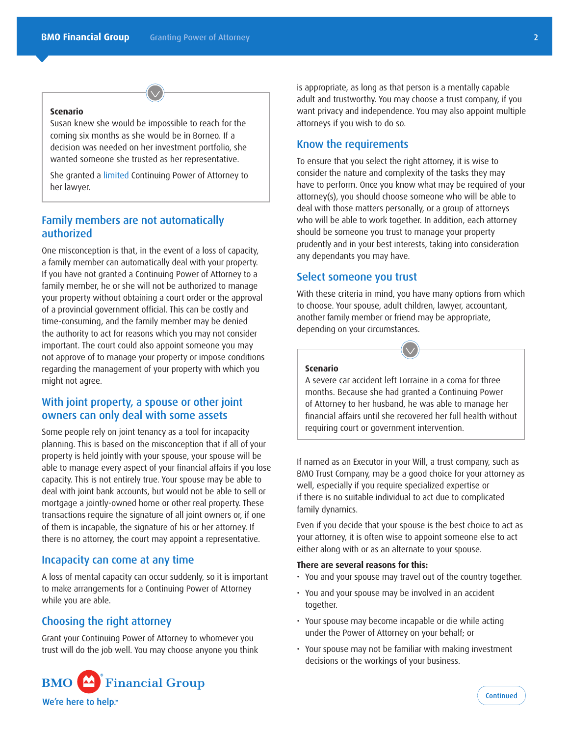**Scenario**

Susan knew she would be impossible to reach for the coming six months as she would be in Borneo. If a decision was needed on her investment portfolio, she wanted someone she trusted as her representative.

She granted a limited Continuing Power of Attorney to her lawyer.

## Family members are not automatically authorized

One misconception is that, in the event of a loss of capacity, a family member can automatically deal with your property. If you have not granted a Continuing Power of Attorney to a family member, he or she will not be authorized to manage your property without obtaining a court order or the approval of a provincial government official. This can be costly and time-consuming, and the family member may be denied the authority to act for reasons which you may not consider important. The court could also appoint someone you may not approve of to manage your property or impose conditions regarding the management of your property with which you might not agree.

## With joint property, a spouse or other joint owners can only deal with some assets

Some people rely on joint tenancy as a tool for incapacity planning. This is based on the misconception that if all of your property is held jointly with your spouse, your spouse will be able to manage every aspect of your financial affairs if you lose capacity. This is not entirely true. Your spouse may be able to deal with joint bank accounts, but would not be able to sell or mortgage a jointly-owned home or other real property. These transactions require the signature of all joint owners or, if one of them is incapable, the signature of his or her attorney. If there is no attorney, the court may appoint a representative.

## Incapacity can come at any time

A loss of mental capacity can occur suddenly, so it is important to make arrangements for a Continuing Power of Attorney while you are able.

## Choosing the right attorney

Grant your Continuing Power of Attorney to whomever you trust will do the job well. You may choose anyone you think is appropriate, as long as that person is a mentally capable adult and trustworthy. You may choose a trust company, if you want privacy and independence. You may also appoint multiple attorneys if you wish to do so.

## Know the requirements

To ensure that you select the right attorney, it is wise to consider the nature and complexity of the tasks they may have to perform. Once you know what may be required of your attorney(s), you should choose someone who will be able to deal with those matters personally, or a group of attorneys who will be able to work together. In addition, each attorney should be someone you trust to manage your property prudently and in your best interests, taking into consideration any dependants you may have.

## Select someone you trust

With these criteria in mind, you have many options from which to choose. Your spouse, adult children, lawyer, accountant, another family member or friend may be appropriate, depending on your circumstances.

**Scenario**

A severe car accident left Lorraine in a coma for three months. Because she had granted a Continuing Power of Attorney to her husband, he was able to manage her financial affairs until she recovered her full health without requiring court or government intervention.

If named as an Executor in your Will, a trust company, such as BMO Trust Company, may be a good choice for your attorney as well, especially if you require specialized expertise or if there is no suitable individual to act due to complicated family dynamics.

Even if you decide that your spouse is the best choice to act as your attorney, it is often wise to appoint someone else to act either along with or as an alternate to your spouse.

**There are several reasons for this:**

- You and your spouse may travel out of the country together.
- You and your spouse may be involved in an accident together.
- Your spouse may become incapable or die while acting under the Power of Attorney on your behalf; or
- Your spouse may not be familiar with making investment decisions or the workings of your business.

Continued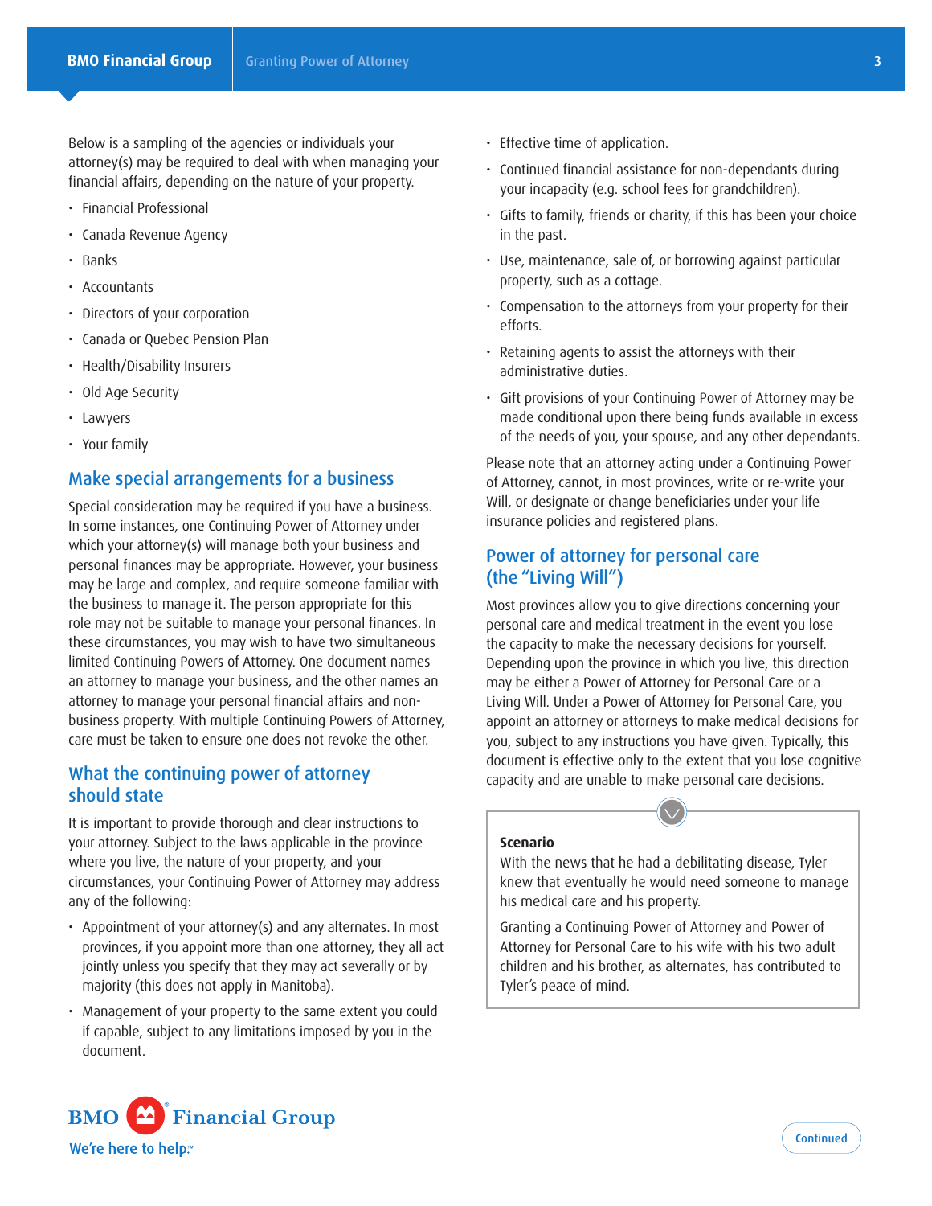Below is a sampling of the agencies or individuals your attorney(s) may be required to deal with when managing your financial affairs, depending on the nature of your property.

- Financial Professional
- Canada Revenue Agency
- Banks
- Accountants
- Directors of your corporation
- Canada or Quebec Pension Plan
- Health/Disability Insurers
- Old Age Security
- Lawyers
- Your family

## Make special arrangements for a business

Special consideration may be required if you have a business. In some instances, one Continuing Power of Attorney under which your attorney(s) will manage both your business and personal finances may be appropriate. However, your business may be large and complex, and require someone familiar with the business to manage it. The person appropriate for this role may not be suitable to manage your personal finances. In these circumstances, you may wish to have two simultaneous limited Continuing Powers of Attorney. One document names an attorney to manage your business, and the other names an attorney to manage your personal financial affairs and non-business property. With multiple Continuing Powers of Attorney, care must be taken to ensure one does not revoke the other.

## What the continuing power of attorney should state

It is important to provide thorough and clear instructions to your attorney. Subject to the laws applicable in the province where you live, the nature of your property, and your circumstances, your Continuing Power of Attorney may address any of the following:

- Appointment of your attorney(s) and any alternates. In most provinces, if you appoint more than one attorney, they all act jointly unless you specify that they may act severally or by majority (this does not apply in Manitoba).
- Management of your property to the same extent you could if capable, subject to any limitations imposed by you in the document.
- Effective time of application.
- Continued financial assistance for non-dependants during your incapacity (e.g. school fees for grandchildren).
- Gifts to family, friends or charity, if this has been your choice in the past.
- Use, maintenance, sale of, or borrowing against particular property, such as a cottage.
- Compensation to the attorneys from your property for their efforts.
- Retaining agents to assist the attorneys with their administrative duties.
- Gift provisions of your Continuing Power of Attorney may be made conditional upon there being funds available in excess of the needs of you, your spouse, and any other dependants.

Please note that an attorney acting under a Continuing Power of Attorney, cannot, in most provinces, write or re-write your Will, or designate or change beneficiaries under your life insurance policies and registered plans.

## Power of attorney for personal care (the "Living Will")

Most provinces allow you to give directions concerning your personal care and medical treatment in the event you lose the capacity to make the necessary decisions for yourself. Depending upon the province in which you live, this direction may be either a Power of Attorney for Personal Care or a Living Will. Under a Power of Attorney for Personal Care, you appoint an attorney or attorneys to make medical decisions for you, subject to any instructions you have given. Typically, this document is effective only to the extent that you lose cognitive capacity and are unable to make personal care decisions.

**Scenario**

With the news that he had a debilitating disease, Tyler knew that eventually he would need someone to manage his medical care and his property.

Granting a Continuing Power of Attorney and Power of Attorney for Personal Care to his wife with his two adult children and his brother, as alternates, has contributed to Tyler's peace of mind.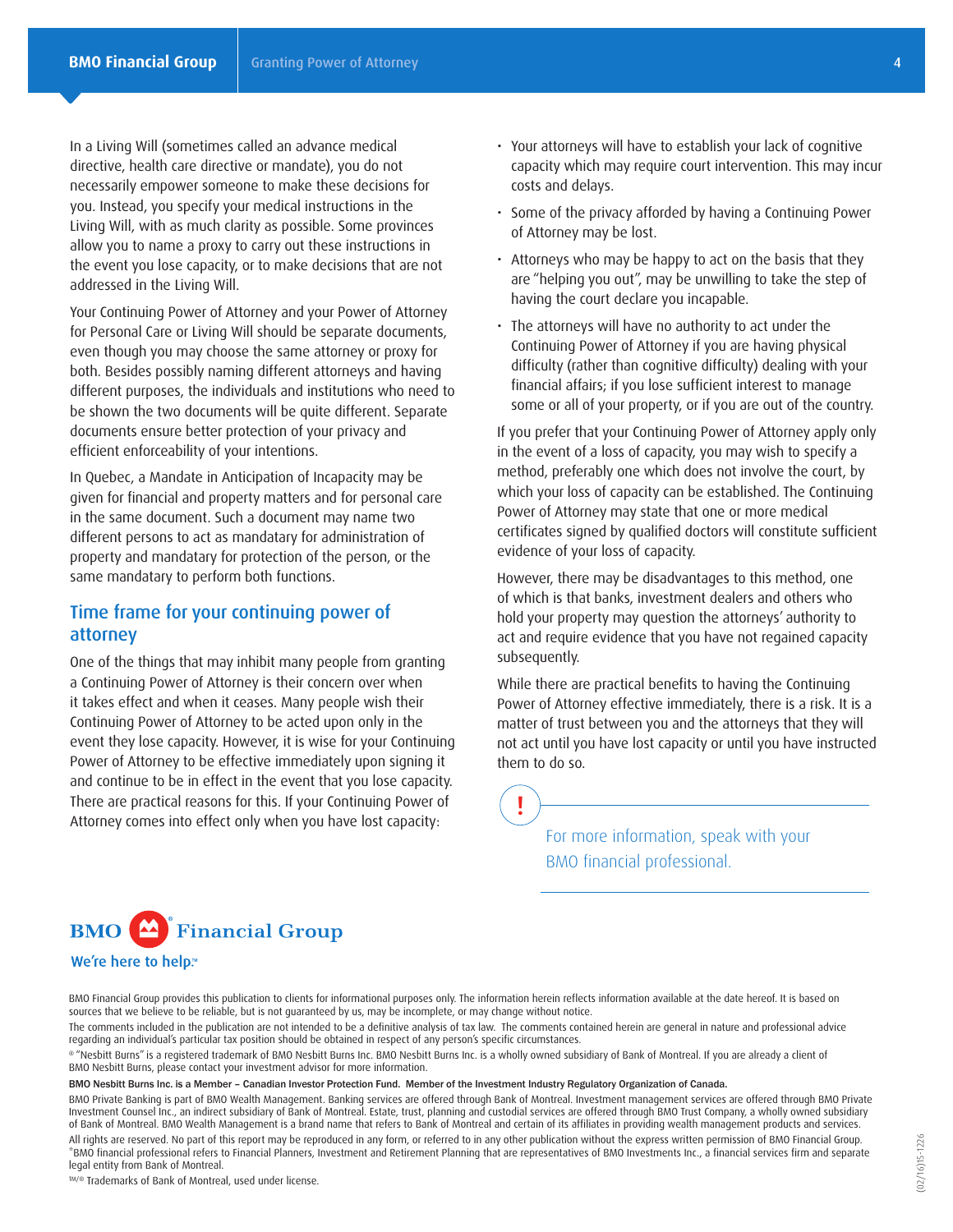In a Living Will (sometimes called an advance medical directive, health care directive or mandate), you do not necessarily empower someone to make these decisions for you. Instead, you specify your medical instructions in the Living Will, with as much clarity as possible. Some provinces allow you to name a proxy to carry out these instructions in the event you lose capacity, or to make decisions that are not addressed in the Living Will.

Your Continuing Power of Attorney and your Power of Attorney for Personal Care or Living Will should be separate documents, even though you may choose the same attorney or proxy for both. Besides possibly naming different attorneys and having different purposes, the individuals and institutions who need to be shown the two documents will be quite different. Separate documents ensure better protection of your privacy and efficient enforceability of your intentions.

In Quebec, a Mandate in Anticipation of Incapacity may be given for financial and property matters and for personal care in the same document. Such a document may name two different persons to act as mandatary for administration of property and mandatary for protection of the person, or the same mandatary to perform both functions.

## Time frame for your continuing power of attorney

One of the things that may inhibit many people from granting a Continuing Power of Attorney is their concern over when it takes effect and when it ceases. Many people wish their Continuing Power of Attorney to be acted upon only in the event they lose capacity. However, it is wise for your Continuing Power of Attorney to be effective immediately upon signing it and continue to be in effect in the event that you lose capacity. There are practical reasons for this. If your Continuing Power of Attorney comes into effect only when you have lost capacity:

- Your attorneys will have to establish your lack of cognitive capacity which may require court intervention. This may incur costs and delays.
- Some of the privacy afforded by having a Continuing Power of Attorney may be lost.
- Attorneys who may be happy to act on the basis that they are "helping you out", may be unwilling to take the step of having the court declare you incapable.
- The attorneys will have no authority to act under the Continuing Power of Attorney if you are having physical difficulty (rather than cognitive difficulty) dealing with your financial affairs; if you lose sufficient interest to manage some or all of your property, or if you are out of the country.

If you prefer that your Continuing Power of Attorney apply only in the event of a loss of capacity, you may wish to specify a method, preferably one which does not involve the court, by which your loss of capacity can be established. The Continuing Power of Attorney may state that one or more medical certificates signed by qualified doctors will constitute sufficient evidence of your loss of capacity.

However, there may be disadvantages to this method, one of which is that banks, investment dealers and others who hold your property may question the attorneys' authority to act and require evidence that you have not regained capacity subsequently.

While there are practical benefits to having the Continuing Power of Attorney effective immediately, there is a risk. It is a matter of trust between you and the attorneys that they will not act until you have lost capacity or until you have instructed them to do so.

**!** For more information, speak with your BMO financial professional.

BMO Financial Group

We're here to help.™

BMO Financial Group provides this publication to clients for informational purposes only. The information herein reflects information available at the date hereof. It is based on sources that we believe to be reliable, but is not guaranteed by us, may be incomplete, or may change without notice.

The comments included in the publication are not intended to be a definitive analysis of tax law. The comments contained herein are general in nature and professional advice regarding an individual's particular tax position should be obtained in respect of any person's specific circumstances.

® "Nesbitt Burns" is a registered trademark of BMO Nesbitt Burns Inc. BMO Nesbitt Burns Inc. is a wholly owned subsidiary of Bank of Montreal. If you are already a client of BMO Nesbitt Burns, please contact your investment advisor for more information.

**BMO Nesbitt Burns Inc. is a Member – Canadian Investor Protection Fund. Member of the Investment Industry Regulatory Organization of Canada.**

BMO Private Banking is part of BMO Wealth Management. Banking services are offered through Bank of Montreal. Investment management services are offered through BMO Private Investment Counsel Inc., an indirect subsidiary of Bank of Montreal. Estate, trust, planning and custodial services are offered through BMO Trust Company, a wholly owned subsidiary of Bank of Montreal. BMO Wealth Management is a brand name that refers to Bank of Montreal and certain of its affiliates in providing wealth management products and services.

All rights are reserved. No part of this report may be reproduced in any form, or referred to in any other publication without the express written permission of BMO Financial Group.

°BMO financial professional refers to Financial Planners, Investment and Retirement Planning that are representatives of BMO Investments Inc., a financial services firm and separate legal entity from Bank of Montreal.

TM/® Trademarks of Bank of Montreal, used under license.

(02/16)15-1226